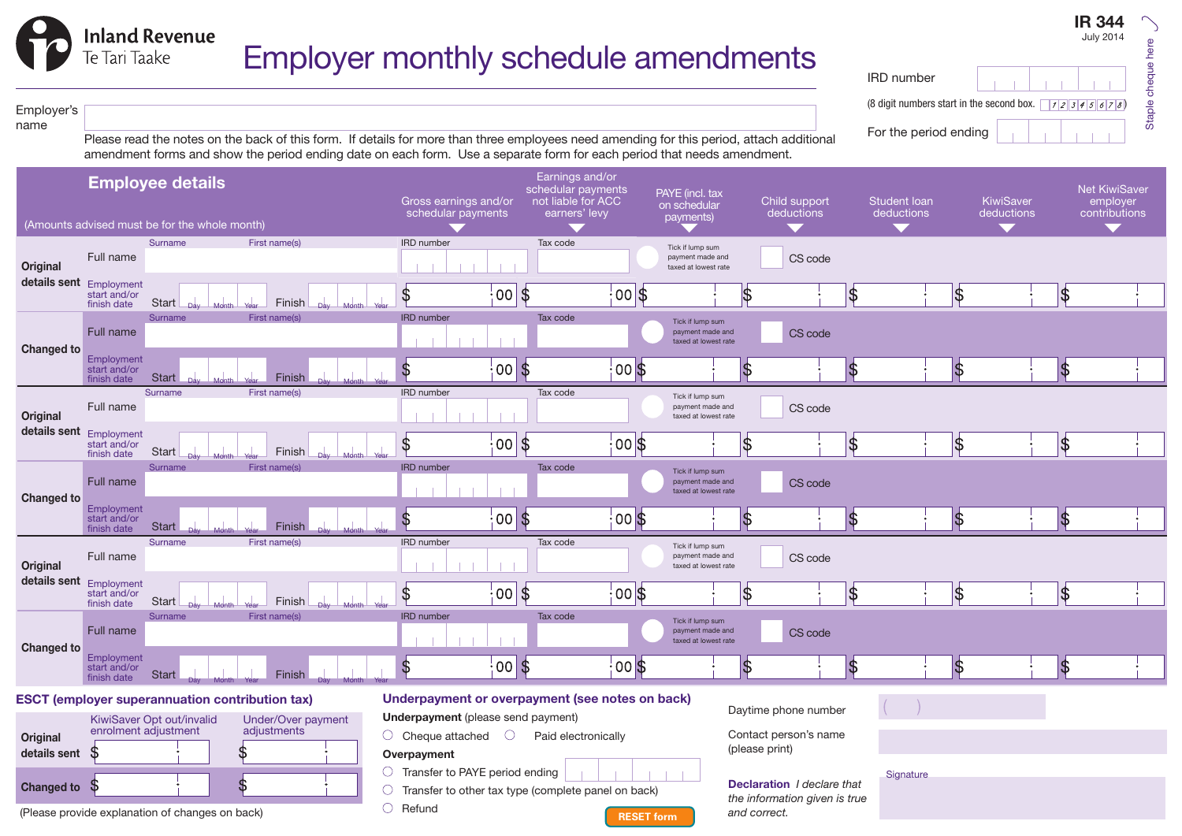Inland Revenue
Te Tari Taake

# Employer monthly schedule amendments

IR 344
July 2014

Staple cheque here

Employer's name

IRD number

(8 digit numbers start in the second box. 1 2 3 4 5 6 7 8)

For the period ending

Please read the notes on the back of this form. If details for more than three employees need amending for this period, attach additional amendment forms and show the period ending date on each form. Use a separate form for each period that needs amendment.

## Employee details

(Amounts advised must be for the whole month)

| | | Gross earnings and/or schedular payments | Earnings and/or schedular payments not liable for ACC earners' levy | PAYE (incl. tax on schedular payments) | Child support deductions | Student loan deductions | KiwiSaver deductions | Net KiwiSaver employer contributions |
|---|---|---|---|---|---|---|---|---|
| **Original details sent** | Full name: Surname, First name(s) | IRD number | Tax code | Tick if lump sum payment made and taxed at lowest rate | CS code | | | |
| | Employment start and/or finish date: Start (Day Month Year), Finish (Day Month Year) | $ .00 | $ .00 | $ | $ | $ | $ | $ |
| **Changed to** | Full name: Surname, First name(s) | IRD number | Tax code | Tick if lump sum payment made and taxed at lowest rate | CS code | | | |
| | Employment start and/or finish date: Start (Day Month Year), Finish (Day Month Year) | $ .00 | $ .00 | $ | $ | $ | $ | $ |
| **Original details sent** | Full name: Surname, First name(s) | IRD number | Tax code | Tick if lump sum payment made and taxed at lowest rate | CS code | | | |
| | Employment start and/or finish date: Start (Day Month Year), Finish (Day Month Year) | $ .00 | $ .00 | $ | $ | $ | $ | $ |
| **Changed to** | Full name: Surname, First name(s) | IRD number | Tax code | Tick if lump sum payment made and taxed at lowest rate | CS code | | | |
| | Employment start and/or finish date: Start (Day Month Year), Finish (Day Month Year) | $ .00 | $ .00 | $ | $ | $ | $ | $ |
| **Original details sent** | Full name: Surname, First name(s) | IRD number | Tax code | Tick if lump sum payment made and taxed at lowest rate | CS code | | | |
| | Employment start and/or finish date: Start (Day Month Year), Finish (Day Month Year) | $ .00 | $ .00 | $ | $ | $ | $ | $ |
| **Changed to** | Full name: Surname, First name(s) | IRD number | Tax code | Tick if lump sum payment made and taxed at lowest rate | CS code | | | |
| | Employment start and/or finish date: Start (Day Month Year), Finish (Day Month Year) | $ .00 | $ .00 | $ | $ | $ | $ | $ |

## ESCT (employer superannuation contribution tax)

| | KiwiSaver Opt out/invalid enrolment adjustment | Under/Over payment adjustments |
|---|---|---|
| **Original details sent** | $ | $ |
| **Changed to** | $ | $ |

(Please provide explanation of changes on back)

## Underpayment or overpayment (see notes on back)

**Underpayment** (please send payment)

- ○ Cheque attached
- ○ Paid electronically

**Overpayment**

- ○ Transfer to PAYE period ending
- ○ Transfer to other tax type (complete panel on back)
- ○ Refund

RESET form

Daytime phone number ( )

Contact person's name (please print)

**Declaration** *I declare that the information given is true and correct.*

Signature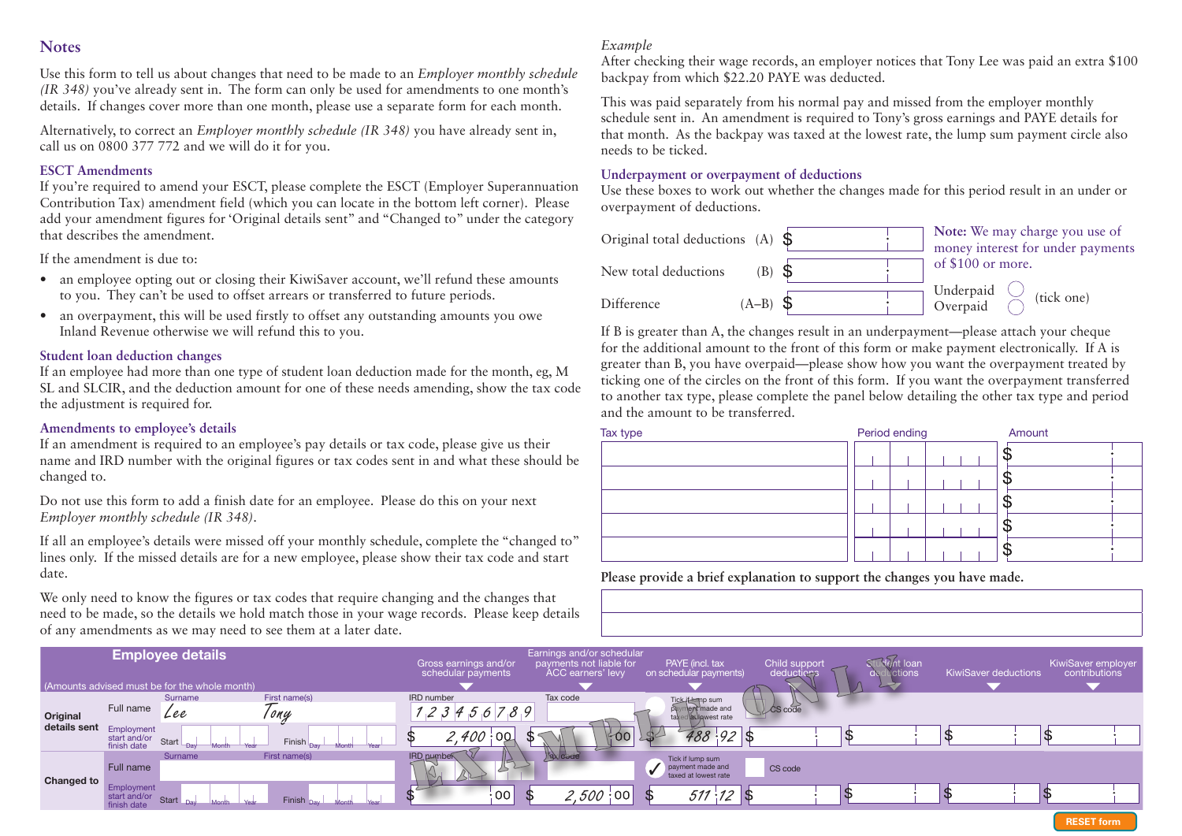## Notes

Use this form to tell us about changes that need to be made to an *Employer monthly schedule (IR 348)* you've already sent in. The form can only be used for amendments to one month's details. If changes cover more than one month, please use a separate form for each month.

Alternatively, to correct an *Employer monthly schedule (IR 348)* you have already sent in, call us on 0800 377 772 and we will do it for you.

### ESCT Amendments

If you're required to amend your ESCT, please complete the ESCT (Employer Superannuation Contribution Tax) amendment field (which you can locate in the bottom left corner). Please add your amendment figures for 'Original details sent" and "Changed to" under the category that describes the amendment.

If the amendment is due to:

- an employee opting out or closing their KiwiSaver account, we'll refund these amounts to you. They can't be used to offset arrears or transferred to future periods.
- an overpayment, this will be used firstly to offset any outstanding amounts you owe Inland Revenue otherwise we will refund this to you.

### Student loan deduction changes

If an employee had more than one type of student loan deduction made for the month, eg, M SL and SLCIR, and the deduction amount for one of these needs amending, show the tax code the adjustment is required for.

### Amendments to employee's details

If an amendment is required to an employee's pay details or tax code, please give us their name and IRD number with the original figures or tax codes sent in and what these should be changed to.

Do not use this form to add a finish date for an employee. Please do this on your next *Employer monthly schedule (IR 348)*.

If all an employee's details were missed off your monthly schedule, complete the "changed to" lines only. If the missed details are for a new employee, please show their tax code and start date.

We only need to know the figures or tax codes that require changing and the changes that need to be made, so the details we hold match those in your wage records. Please keep details of any amendments as we may need to see them at a later date.

*Example*

After checking their wage records, an employer notices that Tony Lee was paid an extra $100 backpay from which $22.20 PAYE was deducted.

This was paid separately from his normal pay and missed from the employer monthly schedule sent in. An amendment is required to Tony's gross earnings and PAYE details for that month. As the backpay was taxed at the lowest rate, the lump sum payment circle also needs to be ticked.

### Underpayment or overpayment of deductions

Use these boxes to work out whether the changes made for this period result in an under or overpayment of deductions.

| | | |
|---|---|---|
| Original total deductions | (A) | $ |
| New total deductions | (B) | $ |
| Difference | (A–B) | $ |

**Note:** We may charge you use of money interest for under payments of $100 or more.

Underpaid ◯ Overpaid ◯ (tick one)

If B is greater than A, the changes result in an underpayment—please attach your cheque for the additional amount to the front of this form or make payment electronically. If A is greater than B, you have overpaid—please show how you want the overpayment treated by ticking one of the circles on the front of this form. If you want the overpayment transferred to another tax type, please complete the panel below detailing the other tax type and period and the amount to be transferred.

| Tax type | Period ending | Amount |
|---|---|---|
| | | $ |
| | | $ |
| | | $ |
| | | $ |
| | | $ |

**Please provide a brief explanation to support the changes you have made.**

## Employee details

(Amounts advised must be for the whole month)

| | | Gross earnings and/or schedular payments | Earnings and/or schedular payments not liable for ACC earners' levy | PAYE (incl. tax on schedular payments) | Child support deductions | Student loan deductions | KiwiSaver deductions | KiwiSaver employer contributions |
|---|---|---|---|---|---|---|---|---|
| **Original details sent** | Full name: Surname *Lee*, First name(s) *Tony*; IRD number *123456789*; Tax code; Tick if lump sum payment made and taxed at lowest rate ◯; CS code | | | | | | | |
| | Employment start and/or finish date: Start Day Month Year; Finish Day Month Year | $ *2,400*.00 | $ .00 | $ *488*.*92* | $ | $ | $ | $ |
| **Changed to** | Full name: Surname, First name(s); IRD number; Tax code; Tick if lump sum payment made and taxed at lowest rate ✓; CS code | | | | | | | |
| | Employment start and/or finish date: Start Day Month Year; Finish Day Month Year | $ .00 | $ *2,500*.00 | $ *511*.*12* | $ | $ | $ | $ |

EXAMPLE ONLY

RESET form